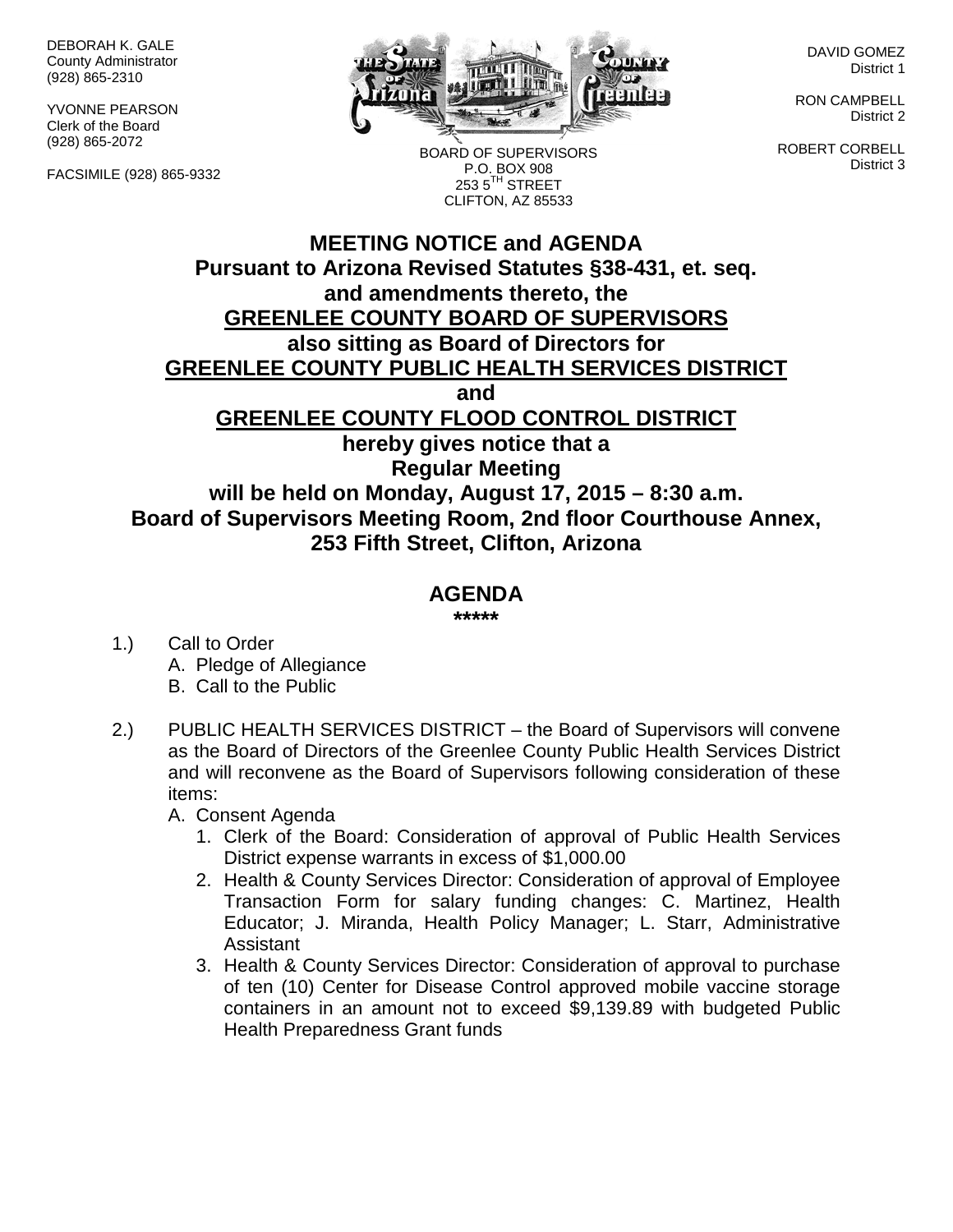DEBORAH K. GALE
County Administrator
(928) 865-2310

YVONNE PEARSON
Clerk of the Board
(928) 865-2072

FACSIMILE (928) 865-9332

BOARD OF SUPERVISORS
P.O. BOX 908
253 5TH STREET
CLIFTON, AZ 85533

DAVID GOMEZ
District 1

RON CAMPBELL
District 2

ROBERT CORBELL
District 3

# MEETING NOTICE and AGENDA

**Pursuant to Arizona Revised Statutes §38-431, et. seq. and amendments thereto, the**
**GREENLEE COUNTY BOARD OF SUPERVISORS**
**also sitting as Board of Directors for**
**GREENLEE COUNTY PUBLIC HEALTH SERVICES DISTRICT**
**and**
**GREENLEE COUNTY FLOOD CONTROL DISTRICT**
**hereby gives notice that a**
**Regular Meeting**
**will be held on Monday, August 17, 2015 – 8:30 a.m.**
**Board of Supervisors Meeting Room, 2nd floor Courthouse Annex, 253 Fifth Street, Clifton, Arizona**

## AGENDA

**\*\*\*\*\***

1.) Call to Order
   A. Pledge of Allegiance
   B. Call to the Public

2.) PUBLIC HEALTH SERVICES DISTRICT – the Board of Supervisors will convene as the Board of Directors of the Greenlee County Public Health Services District and will reconvene as the Board of Supervisors following consideration of these items:
   A. Consent Agenda
      1. Clerk of the Board: Consideration of approval of Public Health Services District expense warrants in excess of $1,000.00
      2. Health & County Services Director: Consideration of approval of Employee Transaction Form for salary funding changes: C. Martinez, Health Educator; J. Miranda, Health Policy Manager; L. Starr, Administrative Assistant
      3. Health & County Services Director: Consideration of approval to purchase of ten (10) Center for Disease Control approved mobile vaccine storage containers in an amount not to exceed $9,139.89 with budgeted Public Health Preparedness Grant funds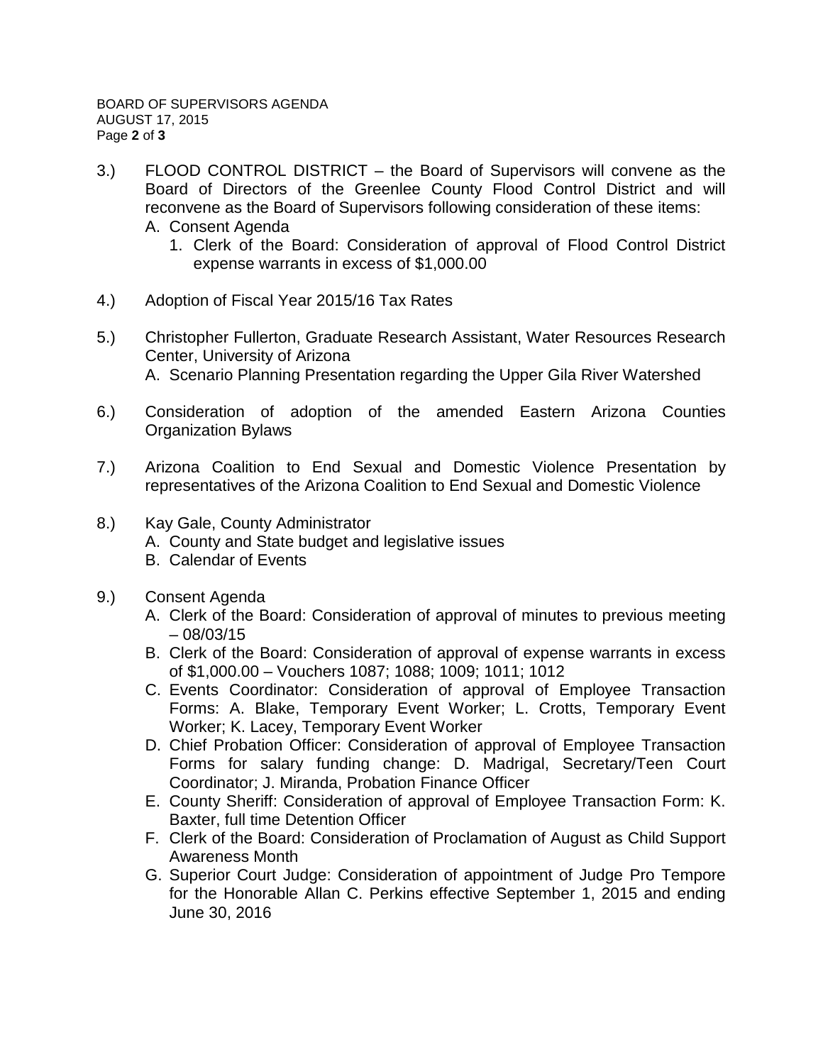3.) FLOOD CONTROL DISTRICT – the Board of Supervisors will convene as the Board of Directors of the Greenlee County Flood Control District and will reconvene as the Board of Supervisors following consideration of these items:
   A. Consent Agenda
      1. Clerk of the Board: Consideration of approval of Flood Control District expense warrants in excess of $1,000.00

4.) Adoption of Fiscal Year 2015/16 Tax Rates

5.) Christopher Fullerton, Graduate Research Assistant, Water Resources Research Center, University of Arizona
   A. Scenario Planning Presentation regarding the Upper Gila River Watershed

6.) Consideration of adoption of the amended Eastern Arizona Counties Organization Bylaws

7.) Arizona Coalition to End Sexual and Domestic Violence Presentation by representatives of the Arizona Coalition to End Sexual and Domestic Violence

8.) Kay Gale, County Administrator
   A. County and State budget and legislative issues
   B. Calendar of Events

9.) Consent Agenda
   A. Clerk of the Board: Consideration of approval of minutes to previous meeting – 08/03/15
   B. Clerk of the Board: Consideration of approval of expense warrants in excess of $1,000.00 – Vouchers 1087; 1088; 1009; 1011; 1012
   C. Events Coordinator: Consideration of approval of Employee Transaction Forms: A. Blake, Temporary Event Worker; L. Crotts, Temporary Event Worker; K. Lacey, Temporary Event Worker
   D. Chief Probation Officer: Consideration of approval of Employee Transaction Forms for salary funding change: D. Madrigal, Secretary/Teen Court Coordinator; J. Miranda, Probation Finance Officer
   E. County Sheriff: Consideration of approval of Employee Transaction Form: K. Baxter, full time Detention Officer
   F. Clerk of the Board: Consideration of Proclamation of August as Child Support Awareness Month
   G. Superior Court Judge: Consideration of appointment of Judge Pro Tempore for the Honorable Allan C. Perkins effective September 1, 2015 and ending June 30, 2016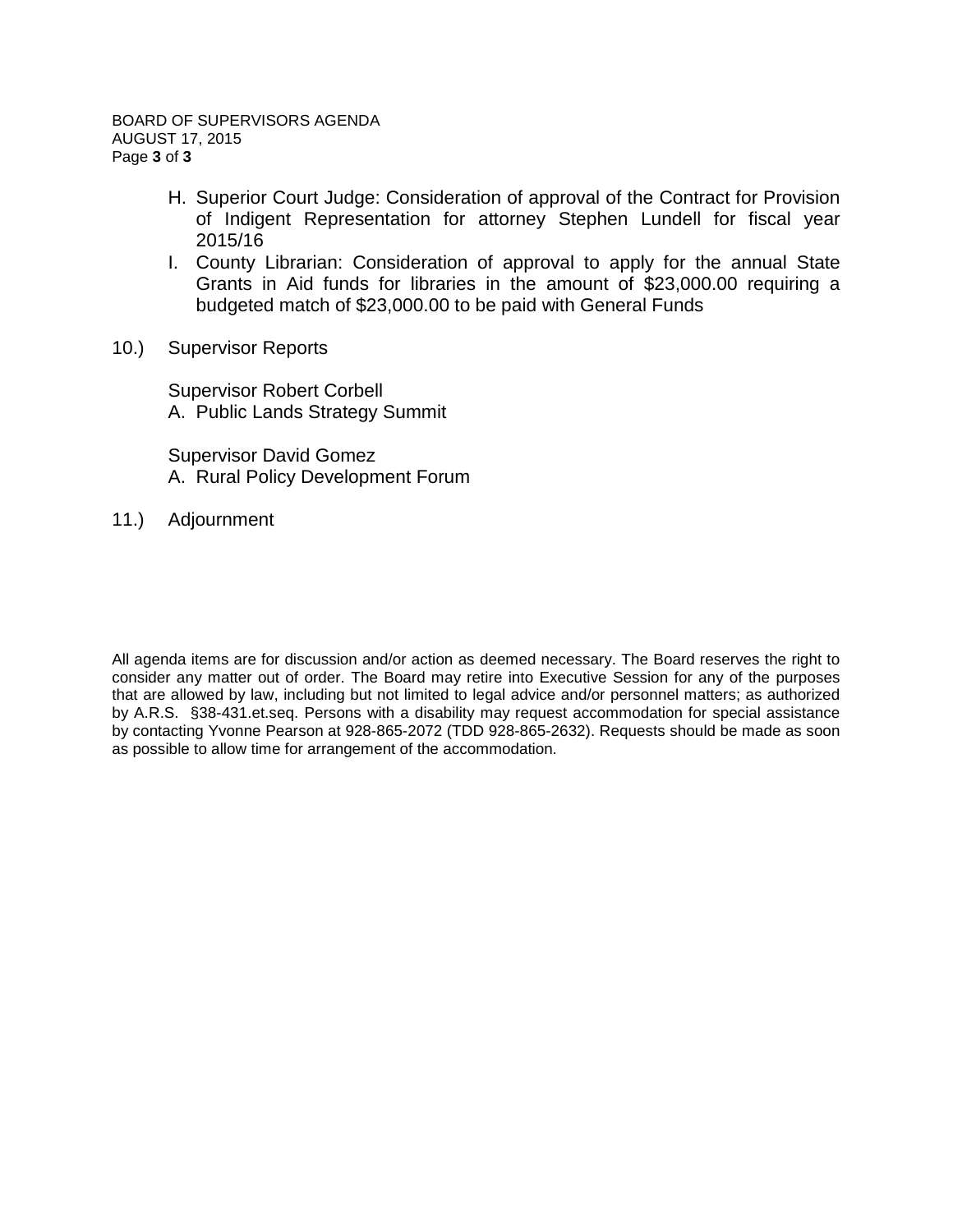H. Superior Court Judge: Consideration of approval of the Contract for Provision of Indigent Representation for attorney Stephen Lundell for fiscal year 2015/16

I. County Librarian: Consideration of approval to apply for the annual State Grants in Aid funds for libraries in the amount of $23,000.00 requiring a budgeted match of $23,000.00 to be paid with General Funds

10.) Supervisor Reports

Supervisor Robert Corbell

A. Public Lands Strategy Summit

Supervisor David Gomez

A. Rural Policy Development Forum

11.) Adjournment

All agenda items are for discussion and/or action as deemed necessary. The Board reserves the right to consider any matter out of order. The Board may retire into Executive Session for any of the purposes that are allowed by law, including but not limited to legal advice and/or personnel matters; as authorized by A.R.S. §38-431.et.seq. Persons with a disability may request accommodation for special assistance by contacting Yvonne Pearson at 928-865-2072 (TDD 928-865-2632). Requests should be made as soon as possible to allow time for arrangement of the accommodation.